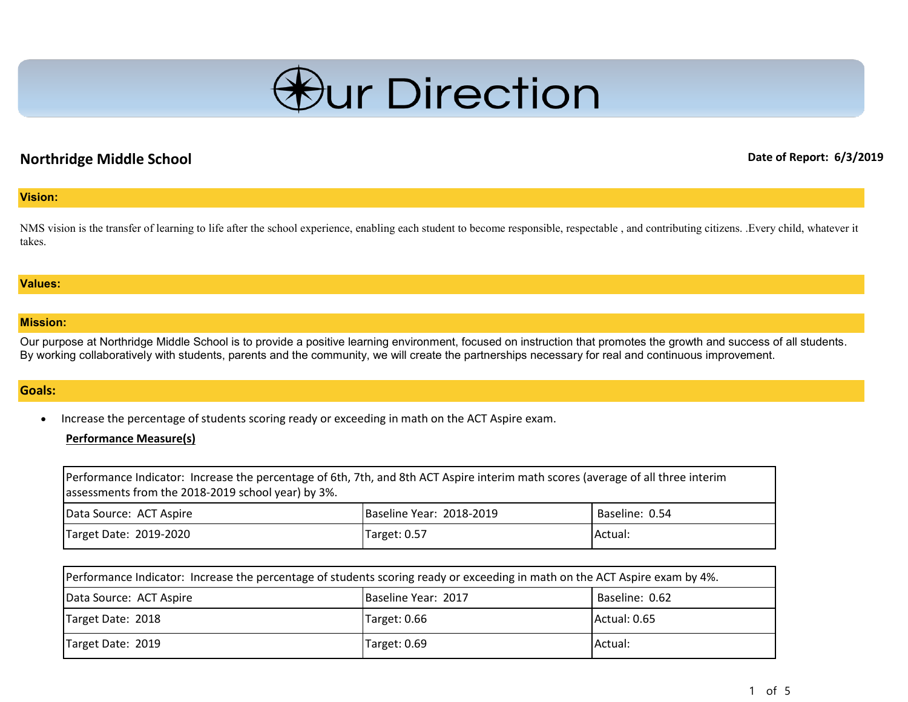# Our Direction

**Northridge Middle School**

**Date of Report: 6/3/2019**

## Vision:

NMS vision is the transfer of learning to life after the school experience, enabling each student to become responsible, respectable , and contributing citizens. .Every child, whatever it takes.

## Values:

## Mission:

Our purpose at Northridge Middle School is to provide a positive learning environment, focused on instruction that promotes the growth and success of all students. By working collaboratively with students, parents and the community, we will create the partnerships necessary for real and continuous improvement.

## Goals:

- Increase the percentage of students scoring ready or exceeding in math on the ACT Aspire exam.

**Performance Measure(s)**

| Performance Indicator: Increase the percentage of 6th, 7th, and 8th ACT Aspire interim math scores (average of all three interim assessments from the 2018-2019 school year) by 3%. | | |
|---|---|---|
| Data Source: ACT Aspire | Baseline Year: 2018-2019 | Baseline: 0.54 |
| Target Date: 2019-2020 | Target: 0.57 | Actual: |

| Performance Indicator: Increase the percentage of students scoring ready or exceeding in math on the ACT Aspire exam by 4%. | | |
|---|---|---|
| Data Source: ACT Aspire | Baseline Year: 2017 | Baseline: 0.62 |
| Target Date: 2018 | Target: 0.66 | Actual: 0.65 |
| Target Date: 2019 | Target: 0.69 | Actual: |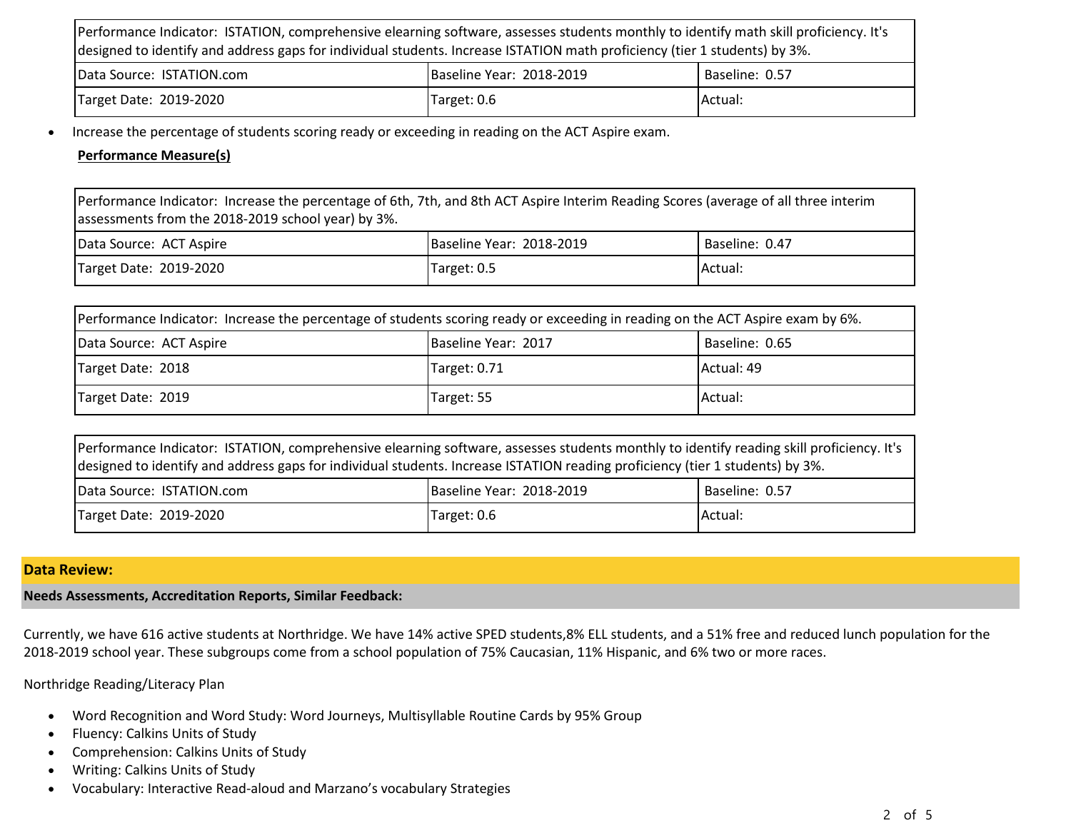| Performance Indicator: ISTATION, comprehensive elearning software, assesses students monthly to identify math skill proficiency. It's designed to identify and address gaps for individual students. Increase ISTATION math proficiency (tier 1 students) by 3%. | | |
|---|---|---|
| Data Source: ISTATION.com | Baseline Year: 2018-2019 | Baseline: 0.57 |
| Target Date: 2019-2020 | Target: 0.6 | Actual: |

- Increase the percentage of students scoring ready or exceeding in reading on the ACT Aspire exam.

**Performance Measure(s)**

| Performance Indicator: Increase the percentage of 6th, 7th, and 8th ACT Aspire Interim Reading Scores (average of all three interim assessments from the 2018-2019 school year) by 3%. | | |
|---|---|---|
| Data Source: ACT Aspire | Baseline Year: 2018-2019 | Baseline: 0.47 |
| Target Date: 2019-2020 | Target: 0.5 | Actual: |

| Performance Indicator: Increase the percentage of students scoring ready or exceeding in reading on the ACT Aspire exam by 6%. | | |
|---|---|---|
| Data Source: ACT Aspire | Baseline Year: 2017 | Baseline: 0.65 |
| Target Date: 2018 | Target: 0.71 | Actual: 49 |
| Target Date: 2019 | Target: 55 | Actual: |

| Performance Indicator: ISTATION, comprehensive elearning software, assesses students monthly to identify reading skill proficiency. It's designed to identify and address gaps for individual students. Increase ISTATION reading proficiency (tier 1 students) by 3%. | | |
|---|---|---|
| Data Source: ISTATION.com | Baseline Year: 2018-2019 | Baseline: 0.57 |
| Target Date: 2019-2020 | Target: 0.6 | Actual: |

## Data Review:

### Needs Assessments, Accreditation Reports, Similar Feedback:

Currently, we have 616 active students at Northridge. We have 14% active SPED students,8% ELL students, and a 51% free and reduced lunch population for the 2018-2019 school year. These subgroups come from a school population of 75% Caucasian, 11% Hispanic, and 6% two or more races.

Northridge Reading/Literacy Plan

- Word Recognition and Word Study: Word Journeys, Multisyllable Routine Cards by 95% Group
- Fluency: Calkins Units of Study
- Comprehension: Calkins Units of Study
- Writing: Calkins Units of Study
- Vocabulary: Interactive Read-aloud and Marzano's vocabulary Strategies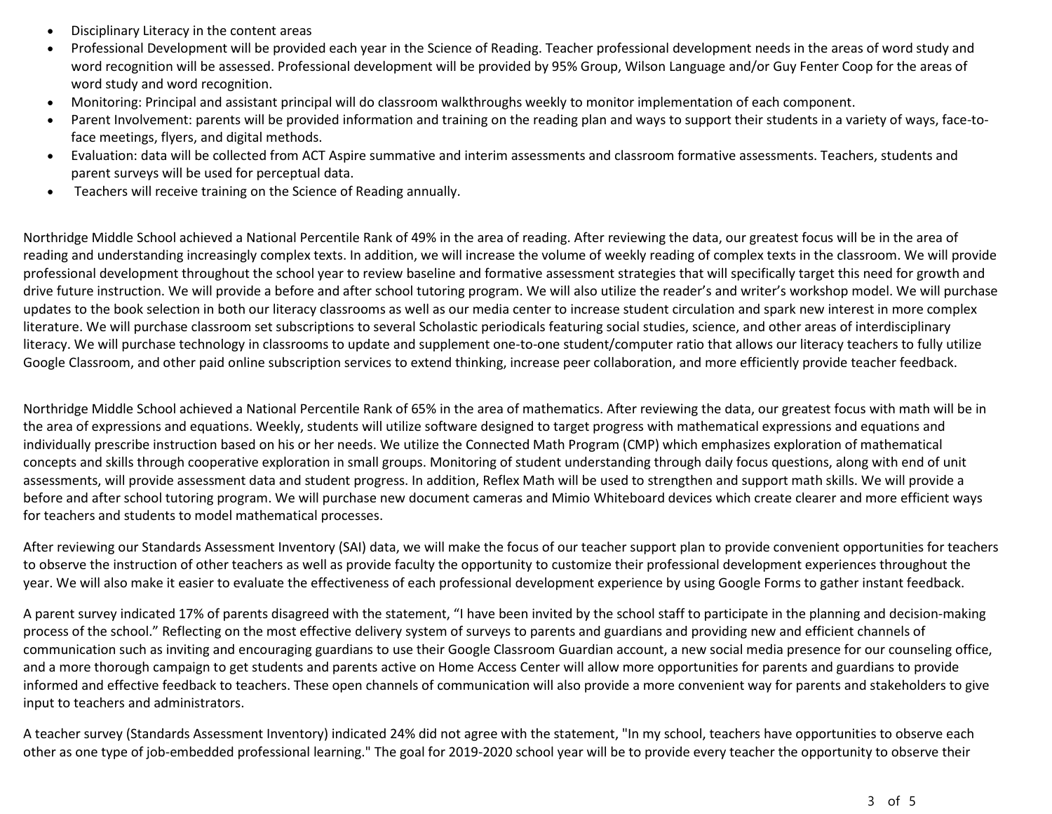- Disciplinary Literacy in the content areas
- Professional Development will be provided each year in the Science of Reading. Teacher professional development needs in the areas of word study and word recognition will be assessed. Professional development will be provided by 95% Group, Wilson Language and/or Guy Fenter Coop for the areas of word study and word recognition.
- Monitoring: Principal and assistant principal will do classroom walkthroughs weekly to monitor implementation of each component.
- Parent Involvement: parents will be provided information and training on the reading plan and ways to support their students in a variety of ways, face-to-face meetings, flyers, and digital methods.
- Evaluation: data will be collected from ACT Aspire summative and interim assessments and classroom formative assessments. Teachers, students and parent surveys will be used for perceptual data.
- Teachers will receive training on the Science of Reading annually.

Northridge Middle School achieved a National Percentile Rank of 49% in the area of reading. After reviewing the data, our greatest focus will be in the area of reading and understanding increasingly complex texts. In addition, we will increase the volume of weekly reading of complex texts in the classroom. We will provide professional development throughout the school year to review baseline and formative assessment strategies that will specifically target this need for growth and drive future instruction. We will provide a before and after school tutoring program. We will also utilize the reader's and writer's workshop model. We will purchase updates to the book selection in both our literacy classrooms as well as our media center to increase student circulation and spark new interest in more complex literature. We will purchase classroom set subscriptions to several Scholastic periodicals featuring social studies, science, and other areas of interdisciplinary literacy. We will purchase technology in classrooms to update and supplement one-to-one student/computer ratio that allows our literacy teachers to fully utilize Google Classroom, and other paid online subscription services to extend thinking, increase peer collaboration, and more efficiently provide teacher feedback.

Northridge Middle School achieved a National Percentile Rank of 65% in the area of mathematics. After reviewing the data, our greatest focus with math will be in the area of expressions and equations. Weekly, students will utilize software designed to target progress with mathematical expressions and equations and individually prescribe instruction based on his or her needs. We utilize the Connected Math Program (CMP) which emphasizes exploration of mathematical concepts and skills through cooperative exploration in small groups. Monitoring of student understanding through daily focus questions, along with end of unit assessments, will provide assessment data and student progress. In addition, Reflex Math will be used to strengthen and support math skills. We will provide a before and after school tutoring program. We will purchase new document cameras and Mimio Whiteboard devices which create clearer and more efficient ways for teachers and students to model mathematical processes.

After reviewing our Standards Assessment Inventory (SAI) data, we will make the focus of our teacher support plan to provide convenient opportunities for teachers to observe the instruction of other teachers as well as provide faculty the opportunity to customize their professional development experiences throughout the year. We will also make it easier to evaluate the effectiveness of each professional development experience by using Google Forms to gather instant feedback.

A parent survey indicated 17% of parents disagreed with the statement, "I have been invited by the school staff to participate in the planning and decision-making process of the school." Reflecting on the most effective delivery system of surveys to parents and guardians and providing new and efficient channels of communication such as inviting and encouraging guardians to use their Google Classroom Guardian account, a new social media presence for our counseling office, and a more thorough campaign to get students and parents active on Home Access Center will allow more opportunities for parents and guardians to provide informed and effective feedback to teachers. These open channels of communication will also provide a more convenient way for parents and stakeholders to give input to teachers and administrators.

A teacher survey (Standards Assessment Inventory) indicated 24% did not agree with the statement, "In my school, teachers have opportunities to observe each other as one type of job-embedded professional learning." The goal for 2019-2020 school year will be to provide every teacher the opportunity to observe their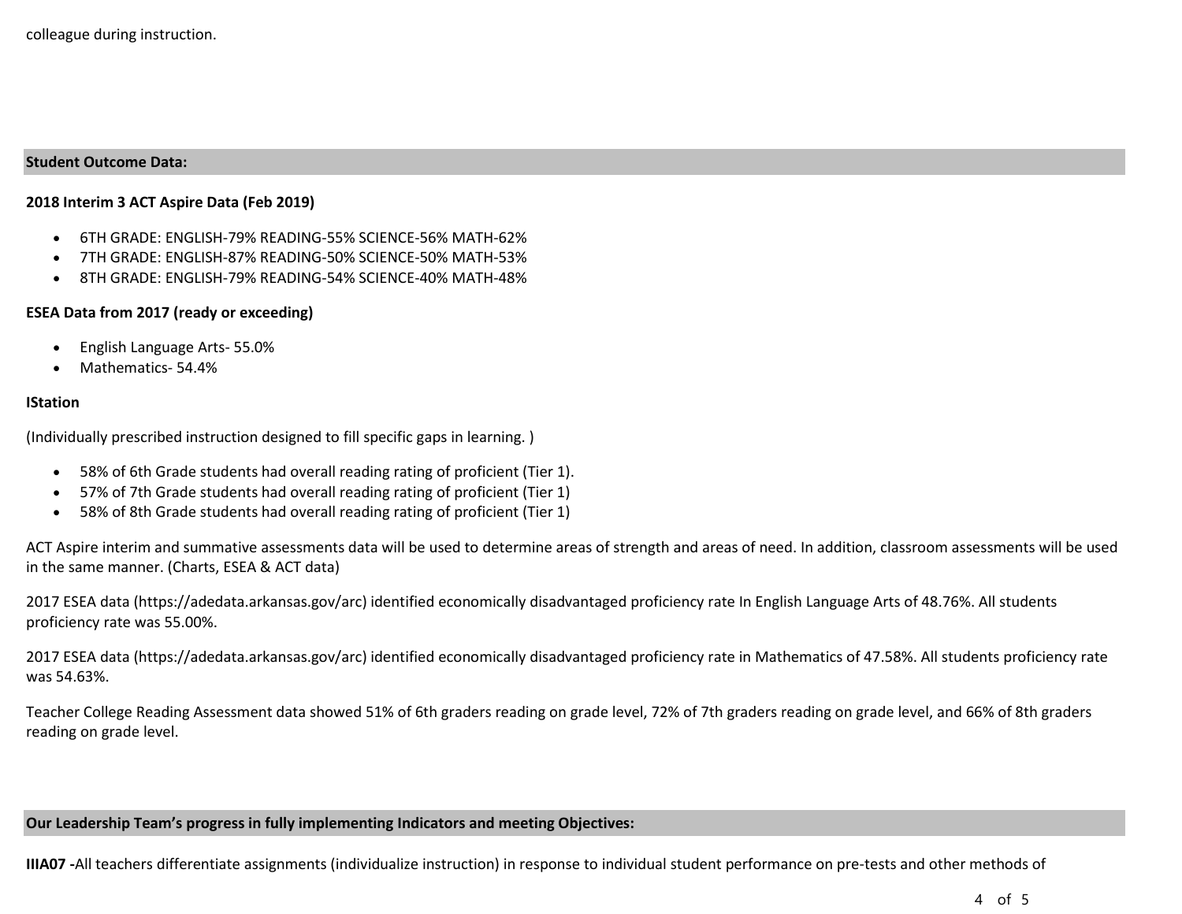colleague during instruction.

## Student Outcome Data:

**2018 Interim 3 ACT Aspire Data (Feb 2019)**

- 6TH GRADE: ENGLISH-79% READING-55% SCIENCE-56% MATH-62%
- 7TH GRADE: ENGLISH-87% READING-50% SCIENCE-50% MATH-53%
- 8TH GRADE: ENGLISH-79% READING-54% SCIENCE-40% MATH-48%

**ESEA Data from 2017 (ready or exceeding)**

- English Language Arts- 55.0%
- Mathematics- 54.4%

**IStation**

(Individually prescribed instruction designed to fill specific gaps in learning. )

- 58% of 6th Grade students had overall reading rating of proficient (Tier 1).
- 57% of 7th Grade students had overall reading rating of proficient (Tier 1)
- 58% of 8th Grade students had overall reading rating of proficient (Tier 1)

ACT Aspire interim and summative assessments data will be used to determine areas of strength and areas of need. In addition, classroom assessments will be used in the same manner. (Charts, ESEA & ACT data)

2017 ESEA data (https://adedata.arkansas.gov/arc) identified economically disadvantaged proficiency rate In English Language Arts of 48.76%. All students proficiency rate was 55.00%.

2017 ESEA data (https://adedata.arkansas.gov/arc) identified economically disadvantaged proficiency rate in Mathematics of 47.58%. All students proficiency rate was 54.63%.

Teacher College Reading Assessment data showed 51% of 6th graders reading on grade level, 72% of 7th graders reading on grade level, and 66% of 8th graders reading on grade level.

## Our Leadership Team's progress in fully implementing Indicators and meeting Objectives:

**IIIA07 -**All teachers differentiate assignments (individualize instruction) in response to individual student performance on pre-tests and other methods of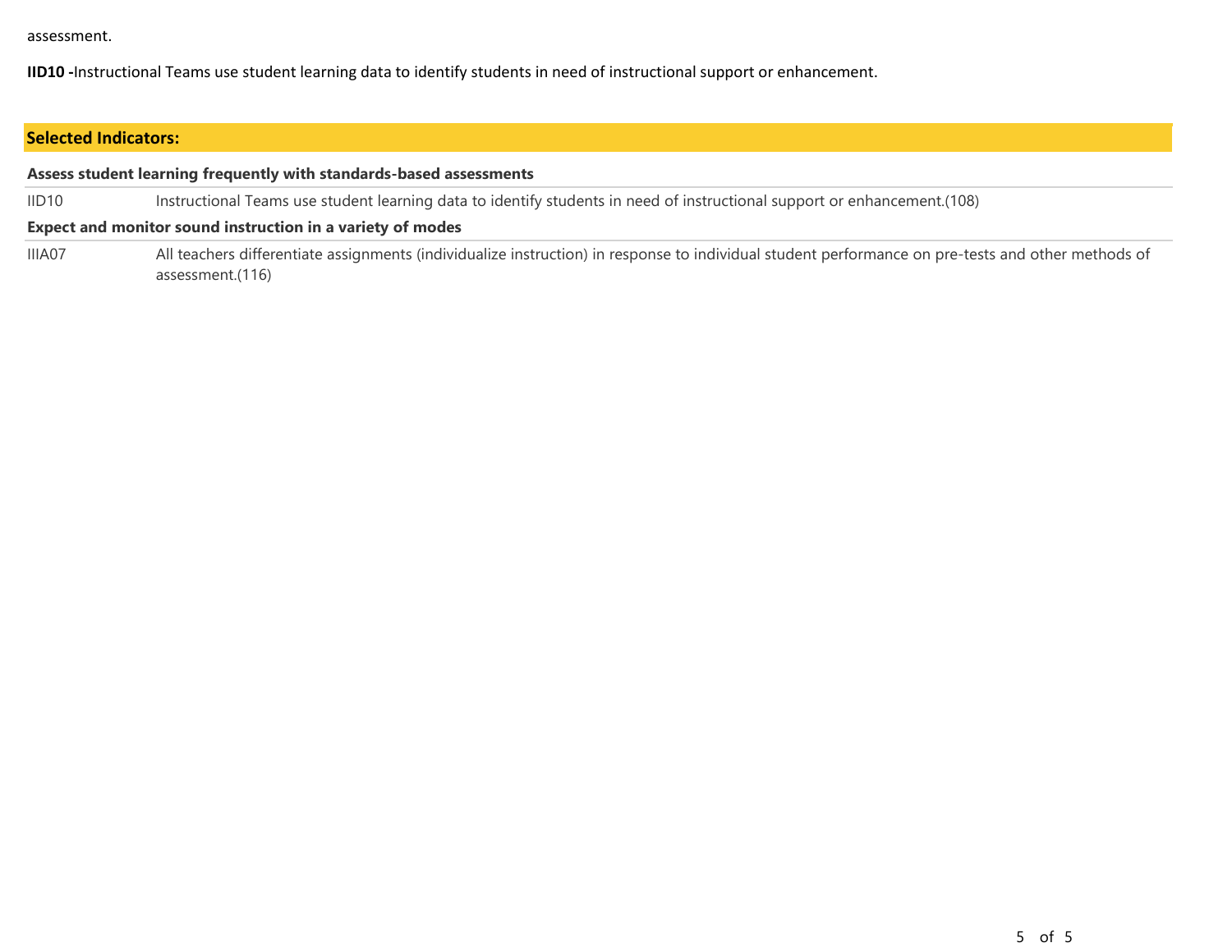assessment.

**IID10 -**Instructional Teams use student learning data to identify students in need of instructional support or enhancement.

## Selected Indicators:

**Assess student learning frequently with standards-based assessments**

| | |
|---|---|
| IID10 | Instructional Teams use student learning data to identify students in need of instructional support or enhancement.(108) |

**Expect and monitor sound instruction in a variety of modes**

| | |
|---|---|
| IIIA07 | All teachers differentiate assignments (individualize instruction) in response to individual student performance on pre-tests and other methods of assessment.(116) |